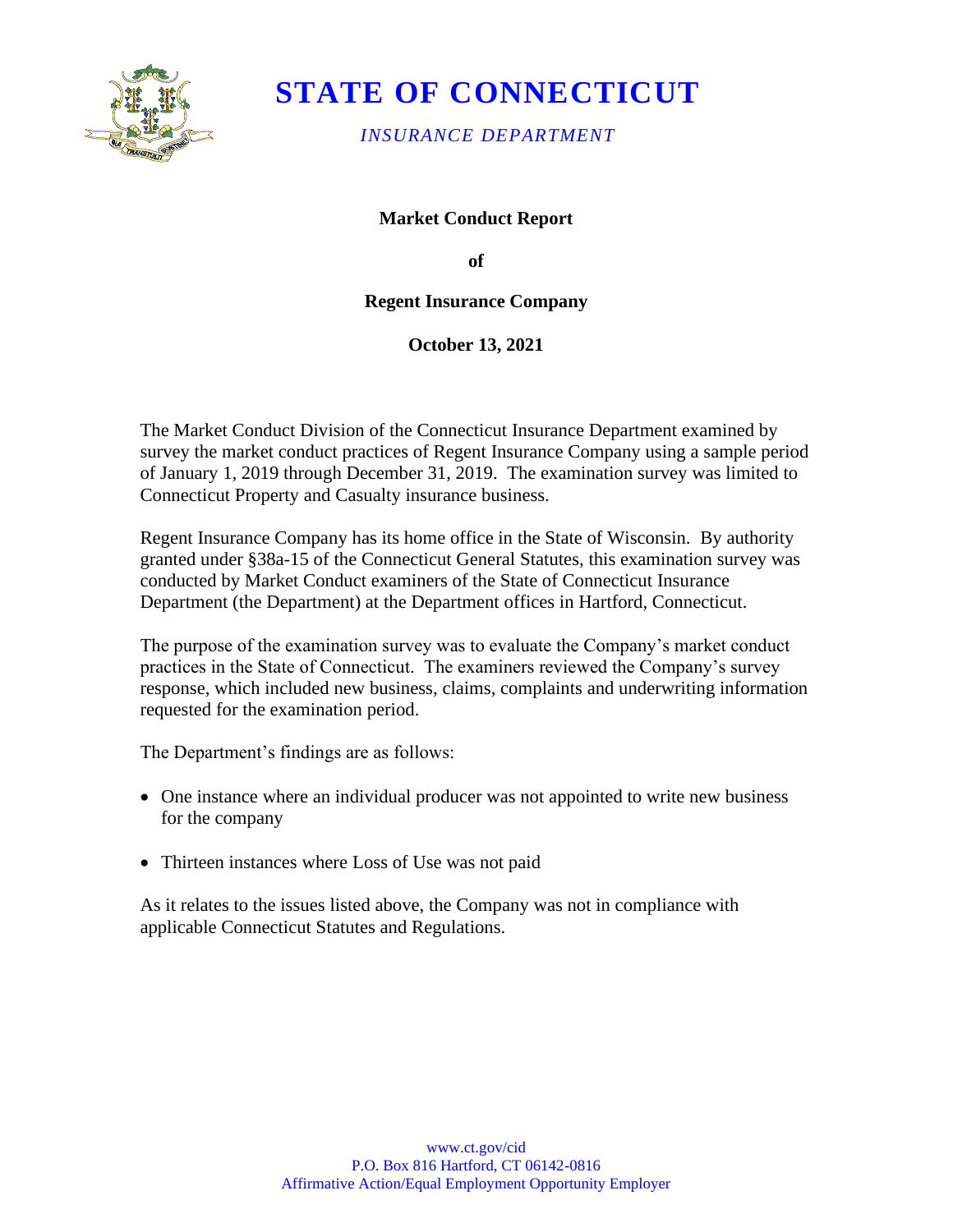# STATE OF CONNECTICUT

*INSURANCE DEPARTMENT*

**Market Conduct Report**

**of**

**Regent Insurance Company**

**October 13, 2021**

The Market Conduct Division of the Connecticut Insurance Department examined by survey the market conduct practices of Regent Insurance Company using a sample period of January 1, 2019 through December 31, 2019. The examination survey was limited to Connecticut Property and Casualty insurance business.

Regent Insurance Company has its home office in the State of Wisconsin. By authority granted under §38a-15 of the Connecticut General Statutes, this examination survey was conducted by Market Conduct examiners of the State of Connecticut Insurance Department (the Department) at the Department offices in Hartford, Connecticut.

The purpose of the examination survey was to evaluate the Company's market conduct practices in the State of Connecticut. The examiners reviewed the Company's survey response, which included new business, claims, complaints and underwriting information requested for the examination period.

The Department's findings are as follows:

- One instance where an individual producer was not appointed to write new business for the company
- Thirteen instances where Loss of Use was not paid

As it relates to the issues listed above, the Company was not in compliance with applicable Connecticut Statutes and Regulations.

www.ct.gov/cid
P.O. Box 816 Hartford, CT 06142-0816
Affirmative Action/Equal Employment Opportunity Employer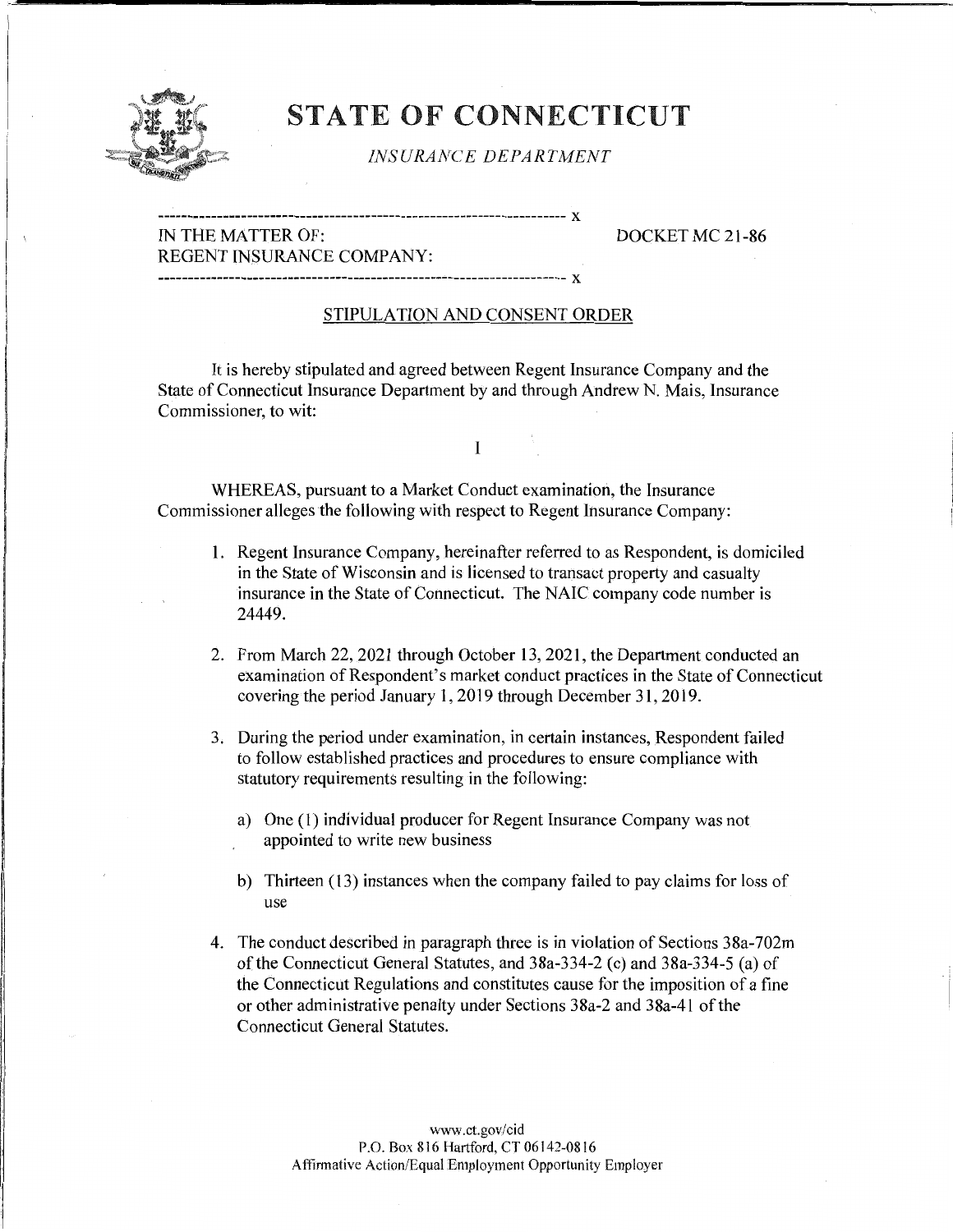# STATE OF CONNECTICUT

*INSURANCE DEPARTMENT*

---

IN THE MATTER OF: REGENT INSURANCE COMPANY:

DOCKET MC 21-86

---

## STIPULATION AND CONSENT ORDER

It is hereby stipulated and agreed between Regent Insurance Company and the State of Connecticut Insurance Department by and through Andrew N. Mais, Insurance Commissioner, to wit:

I

WHEREAS, pursuant to a Market Conduct examination, the Insurance Commissioner alleges the following with respect to Regent Insurance Company:

1. Regent Insurance Company, hereinafter referred to as Respondent, is domiciled in the State of Wisconsin and is licensed to transact property and casualty insurance in the State of Connecticut. The NAIC company code number is 24449.

2. From March 22, 2021 through October 13, 2021, the Department conducted an examination of Respondent's market conduct practices in the State of Connecticut covering the period January 1, 2019 through December 31, 2019.

3. During the period under examination, in certain instances, Respondent failed to follow established practices and procedures to ensure compliance with statutory requirements resulting in the following:

   a) One (1) individual producer for Regent Insurance Company was not appointed to write new business

   b) Thirteen (13) instances when the company failed to pay claims for loss of use

4. The conduct described in paragraph three is in violation of Sections 38a-702m of the Connecticut General Statutes, and 38a-334-2 (c) and 38a-334-5 (a) of the Connecticut Regulations and constitutes cause for the imposition of a fine or other administrative penalty under Sections 38a-2 and 38a-41 of the Connecticut General Statutes.

www.ct.gov/cid
P.O. Box 816 Hartford, CT 06142-0816
Affirmative Action/Equal Employment Opportunity Employer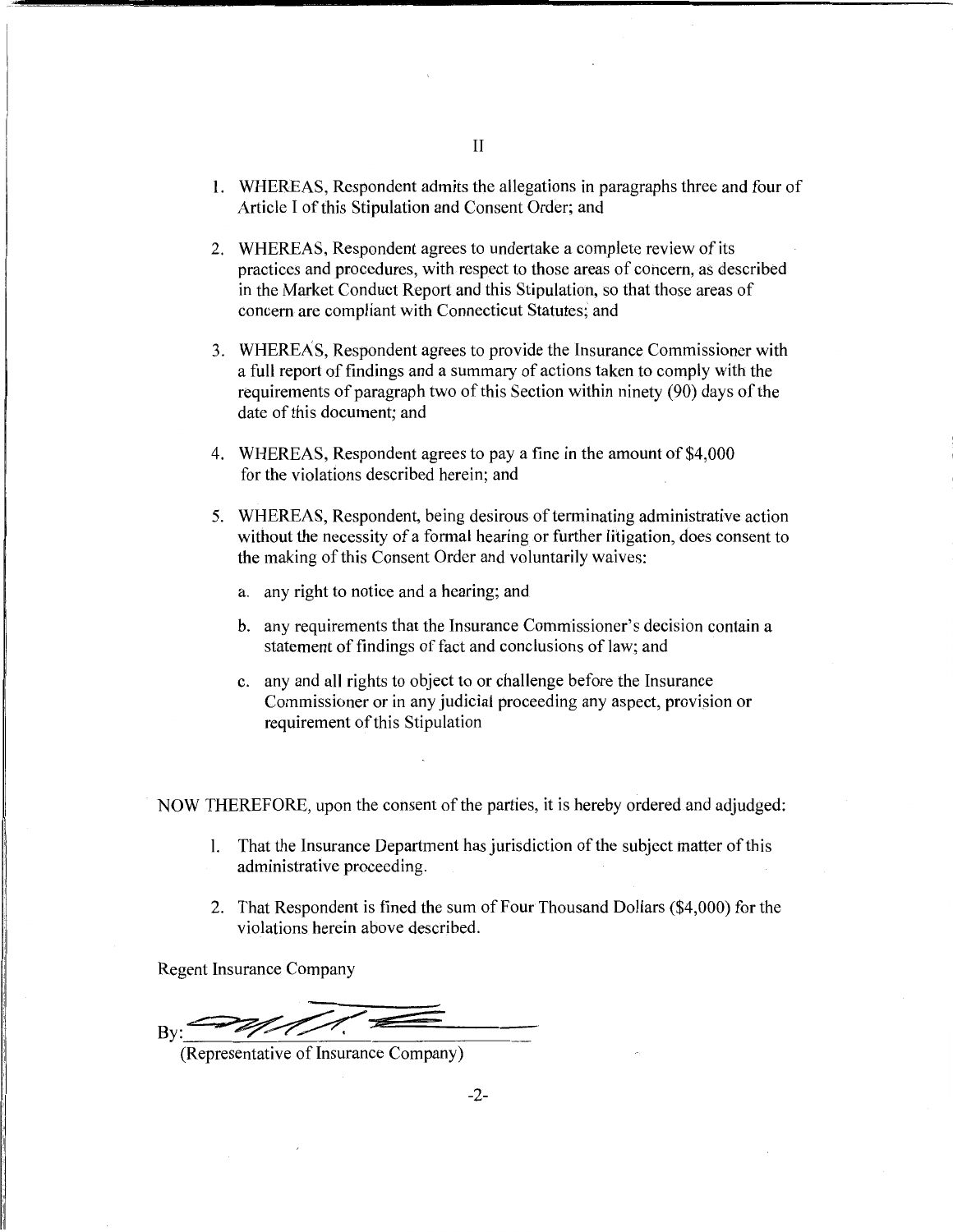# II

1. WHEREAS, Respondent admits the allegations in paragraphs three and four of Article I of this Stipulation and Consent Order; and

2. WHEREAS, Respondent agrees to undertake a complete review of its practices and procedures, with respect to those areas of concern, as described in the Market Conduct Report and this Stipulation, so that those areas of concern are compliant with Connecticut Statutes; and

3. WHEREAS, Respondent agrees to provide the Insurance Commissioner with a full report of findings and a summary of actions taken to comply with the requirements of paragraph two of this Section within ninety (90) days of the date of this document; and

4. WHEREAS, Respondent agrees to pay a fine in the amount of $4,000 for the violations described herein; and

5. WHEREAS, Respondent, being desirous of terminating administrative action without the necessity of a formal hearing or further litigation, does consent to the making of this Consent Order and voluntarily waives:

   a. any right to notice and a hearing; and

   b. any requirements that the Insurance Commissioner's decision contain a statement of findings of fact and conclusions of law; and

   c. any and all rights to object to or challenge before the Insurance Commissioner or in any judicial proceeding any aspect, provision or requirement of this Stipulation

NOW THEREFORE, upon the consent of the parties, it is hereby ordered and adjudged:

1. That the Insurance Department has jurisdiction of the subject matter of this administrative proceeding.

2. That Respondent is fined the sum of Four Thousand Dollars ($4,000) for the violations herein above described.

Regent Insurance Company

By: ______________________

(Representative of Insurance Company)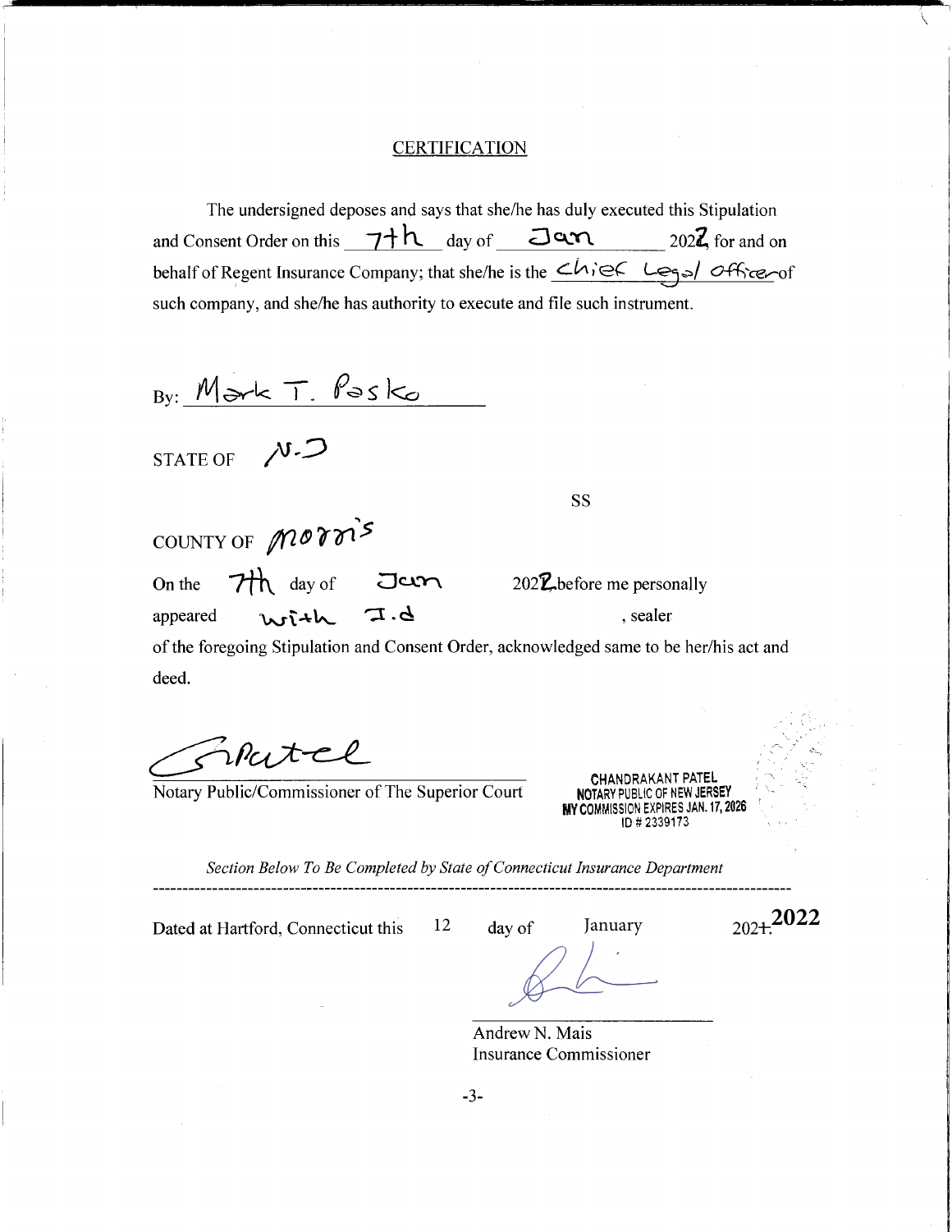## CERTIFICATION

The undersigned deposes and says that she/he has duly executed this Stipulation and Consent Order on this 7th day of Jan 2022 for and on behalf of Regent Insurance Company; that she/he is the Chief Legal Officer of such company, and she/he has authority to execute and file such instrument.

By: Mark T. Pasko

STATE OF N.J

SS

COUNTY OF Morris

On the 7th day of Jan 2022 before me personally appeared with I.d , sealer of the foregoing Stipulation and Consent Order, acknowledged same to be her/his act and deed.

CPatel

Notary Public/Commissioner of The Superior Court

CHANDRAKANT PATEL
NOTARY PUBLIC OF NEW JERSEY
MY COMMISSION EXPIRES JAN. 17, 2026
ID # 2339173

*Section Below To Be Completed by State of Connecticut Insurance Department*

---

Dated at Hartford, Connecticut this 12 day of January 2022

Andrew N. Mais
Insurance Commissioner